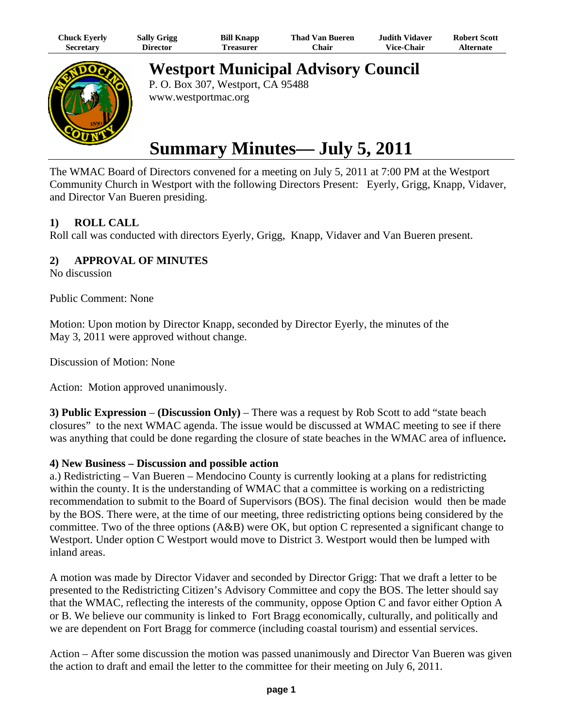| Chuck Eyerly | Sally Grigg | Bill Knapp | Thad Van Bueren | Judith Vidaver | Robert Scott |
| --- | --- | --- | --- | --- | --- |
| Secretary | Director | Treasurer | Chair | Vice-Chair | Alternate |

# Westport Municipal Advisory Council

P. O. Box 307, Westport, CA 95488
www.westportmac.org

# Summary Minutes— July 5, 2011

The WMAC Board of Directors convened for a meeting on July 5, 2011 at 7:00 PM at the Westport Community Church in Westport with the following Directors Present: Eyerly, Grigg, Knapp, Vidaver, and Director Van Bueren presiding.

## 1) ROLL CALL

Roll call was conducted with directors Eyerly, Grigg, Knapp, Vidaver and Van Bueren present.

## 2) APPROVAL OF MINUTES

No discussion

Public Comment: None

Motion: Upon motion by Director Knapp, seconded by Director Eyerly, the minutes of the May 3, 2011 were approved without change.

Discussion of Motion: None

Action: Motion approved unanimously.

**3) Public Expression – (Discussion Only)** – There was a request by Rob Scott to add "state beach closures" to the next WMAC agenda. The issue would be discussed at WMAC meeting to see if there was anything that could be done regarding the closure of state beaches in the WMAC area of influence**.**

**4) New Business – Discussion and possible action**

a.) Redistricting – Van Bueren – Mendocino County is currently looking at a plans for redistricting within the county. It is the understanding of WMAC that a committee is working on a redistricting recommendation to submit to the Board of Supervisors (BOS). The final decision would then be made by the BOS. There were, at the time of our meeting, three redistricting options being considered by the committee. Two of the three options (A&B) were OK, but option C represented a significant change to Westport. Under option C Westport would move to District 3. Westport would then be lumped with inland areas.

A motion was made by Director Vidaver and seconded by Director Grigg: That we draft a letter to be presented to the Redistricting Citizen's Advisory Committee and copy the BOS. The letter should say that the WMAC, reflecting the interests of the community, oppose Option C and favor either Option A or B. We believe our community is linked to Fort Bragg economically, culturally, and politically and we are dependent on Fort Bragg for commerce (including coastal tourism) and essential services.

Action – After some discussion the motion was passed unanimously and Director Van Bueren was given the action to draft and email the letter to the committee for their meeting on July 6, 2011.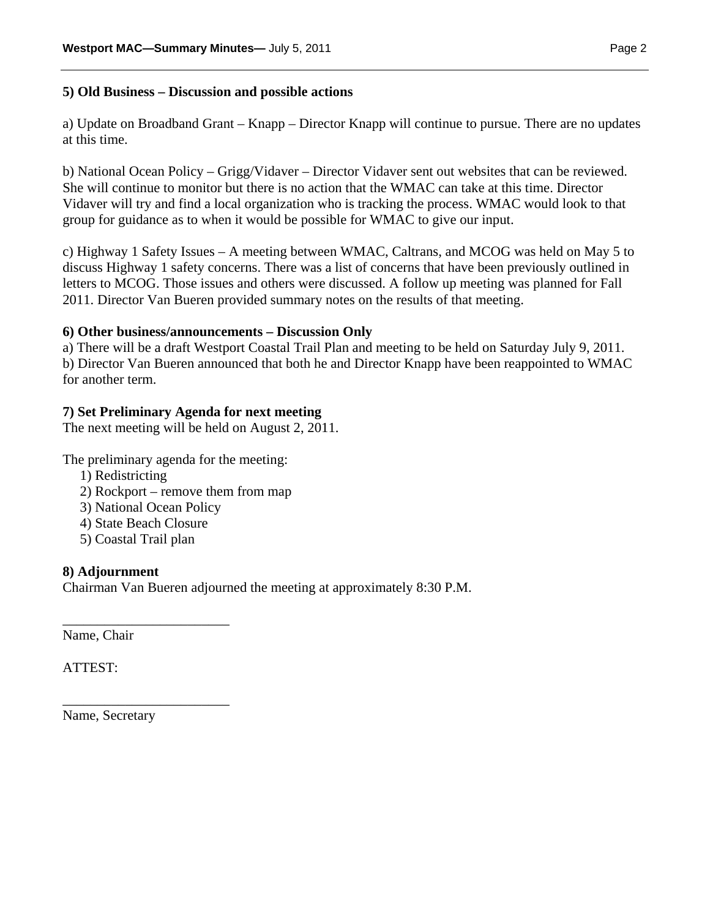**5) Old Business – Discussion and possible actions**

a) Update on Broadband Grant – Knapp – Director Knapp will continue to pursue. There are no updates at this time.

b) National Ocean Policy – Grigg/Vidaver – Director Vidaver sent out websites that can be reviewed. She will continue to monitor but there is no action that the WMAC can take at this time. Director Vidaver will try and find a local organization who is tracking the process. WMAC would look to that group for guidance as to when it would be possible for WMAC to give our input.

c) Highway 1 Safety Issues – A meeting between WMAC, Caltrans, and MCOG was held on May 5 to discuss Highway 1 safety concerns. There was a list of concerns that have been previously outlined in letters to MCOG. Those issues and others were discussed. A follow up meeting was planned for Fall 2011. Director Van Bueren provided summary notes on the results of that meeting.

**6) Other business/announcements – Discussion Only**

a) There will be a draft Westport Coastal Trail Plan and meeting to be held on Saturday July 9, 2011.
b) Director Van Bueren announced that both he and Director Knapp have been reappointed to WMAC for another term.

**7) Set Preliminary Agenda for next meeting**

The next meeting will be held on August 2, 2011.

The preliminary agenda for the meeting:

1) Redistricting
2) Rockport – remove them from map
3) National Ocean Policy
4) State Beach Closure
5) Coastal Trail plan

**8) Adjournment**

Chairman Van Bueren adjourned the meeting at approximately 8:30 P.M.

________________________
Name, Chair

ATTEST:

________________________
Name, Secretary